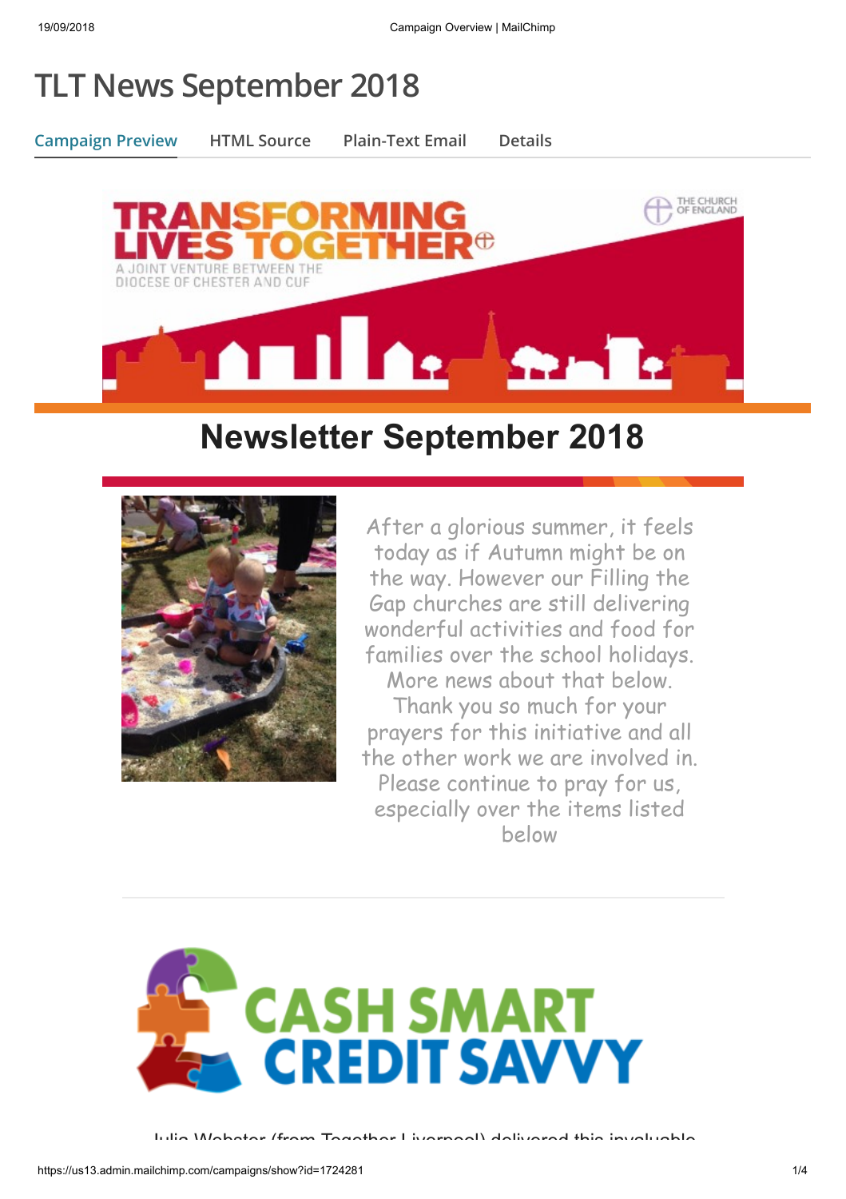# TLT News September 2018

Campaign Preview | HTML Source | Plain-Text Email | Details

TRANSFORMING LIVES TOGETHER

A JOINT VENTURE BETWEEN THE DIOCESE OF CHESTER AND CUF

THE CHURCH OF ENGLAND

## Newsletter September 2018

After a glorious summer, it feels today as if Autumn might be on the way. However our Filling the Gap churches are still delivering wonderful activities and food for families over the school holidays. More news about that below. Thank you so much for your prayers for this initiative and all the other work we are involved in. Please continue to pray for us, especially over the items listed below

---

CASH SMART CREDIT SAVVY

Julia Webster (from Together Liverpool) delivered this invaluable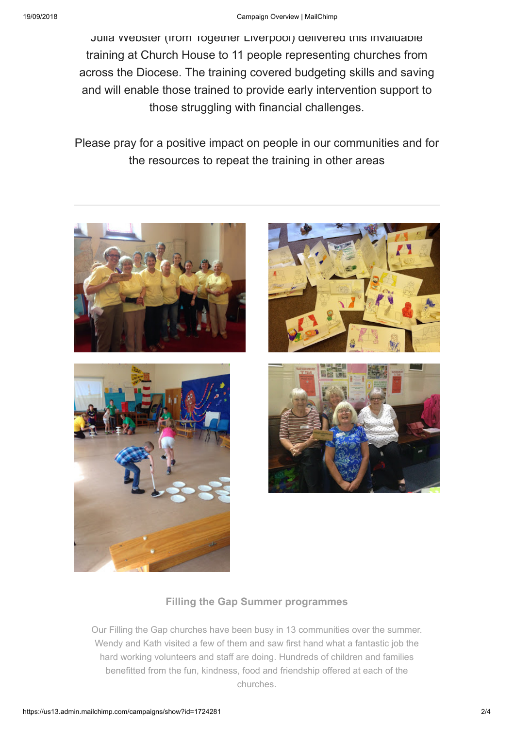Julia Webster (from Together Liverpool) delivered this invaluable training at Church House to 11 people representing churches from across the Diocese. The training covered budgeting skills and saving and will enable those trained to provide early intervention support to those struggling with financial challenges.

Please pray for a positive impact on people in our communities and for the resources to repeat the training in other areas

---

### Filling the Gap Summer programmes

Our Filling the Gap churches have been busy in 13 communities over the summer. Wendy and Kath visited a few of them and saw first hand what a fantastic job the hard working volunteers and staff are doing. Hundreds of children and families benefitted from the fun, kindness, food and friendship offered at each of the churches.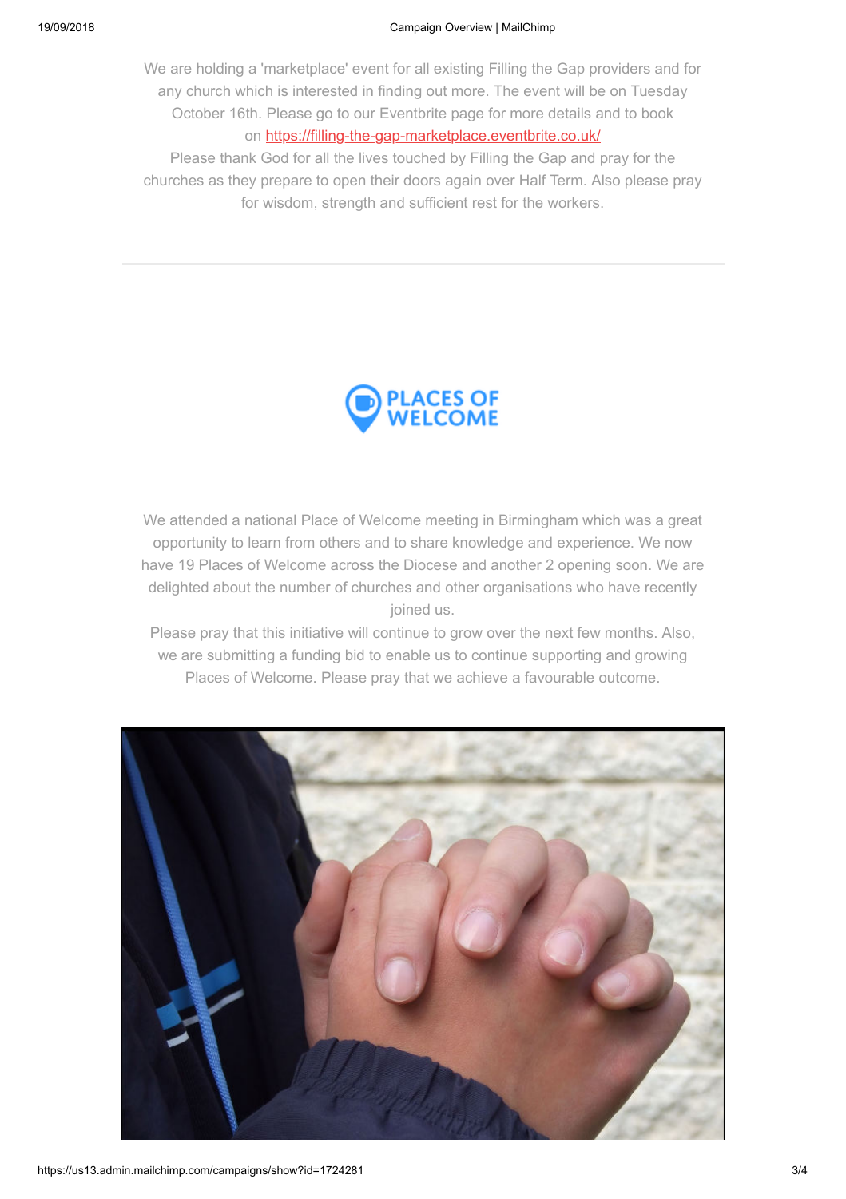We are holding a 'marketplace' event for all existing Filling the Gap providers and for any church which is interested in finding out more. The event will be on Tuesday October 16th. Please go to our Eventbrite page for more details and to book on https://filling-the-gap-marketplace.eventbrite.co.uk/

Please thank God for all the lives touched by Filling the Gap and pray for the churches as they prepare to open their doors again over Half Term. Also please pray for wisdom, strength and sufficient rest for the workers.

---

PLACES OF WELCOME

We attended a national Place of Welcome meeting in Birmingham which was a great opportunity to learn from others and to share knowledge and experience. We now have 19 Places of Welcome across the Diocese and another 2 opening soon. We are delighted about the number of churches and other organisations who have recently joined us.

Please pray that this initiative will continue to grow over the next few months. Also, we are submitting a funding bid to enable us to continue supporting and growing Places of Welcome. Please pray that we achieve a favourable outcome.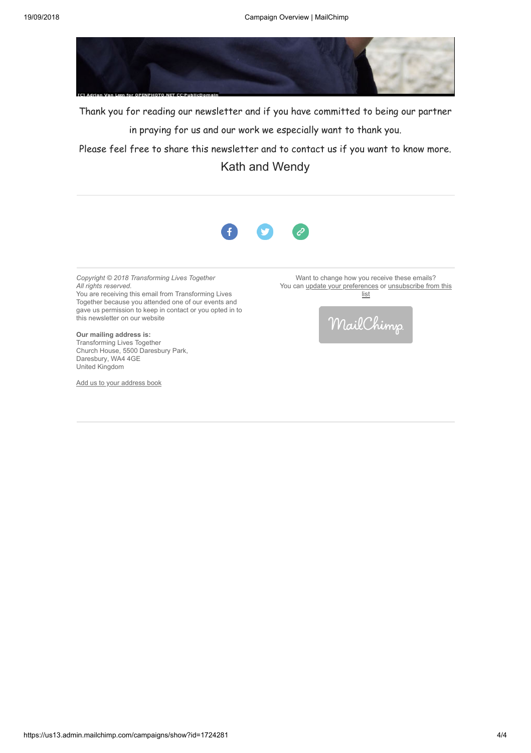[C] Adrian Van Leen for OPENPHOTO.NET CC:PublicDomain

Thank you for reading our newsletter and if you have committed to being our partner in praying for us and our work we especially want to thank you.

Please feel free to share this newsletter and to contact us if you want to know more.

Kath and Wendy

---

*Copyright © 2018 Transforming Lives Together*
*All rights reserved.*
You are receiving this email from Transforming Lives Together because you attended one of our events and gave us permission to keep in contact or you opted in to this newsletter on our website

**Our mailing address is:**
Transforming Lives Together
Church House, 5500 Daresbury Park,
Daresbury, WA4 4GE
United Kingdom

Add us to your address book

Want to change how you receive these emails?
You can update your preferences or unsubscribe from this list

MailChimp